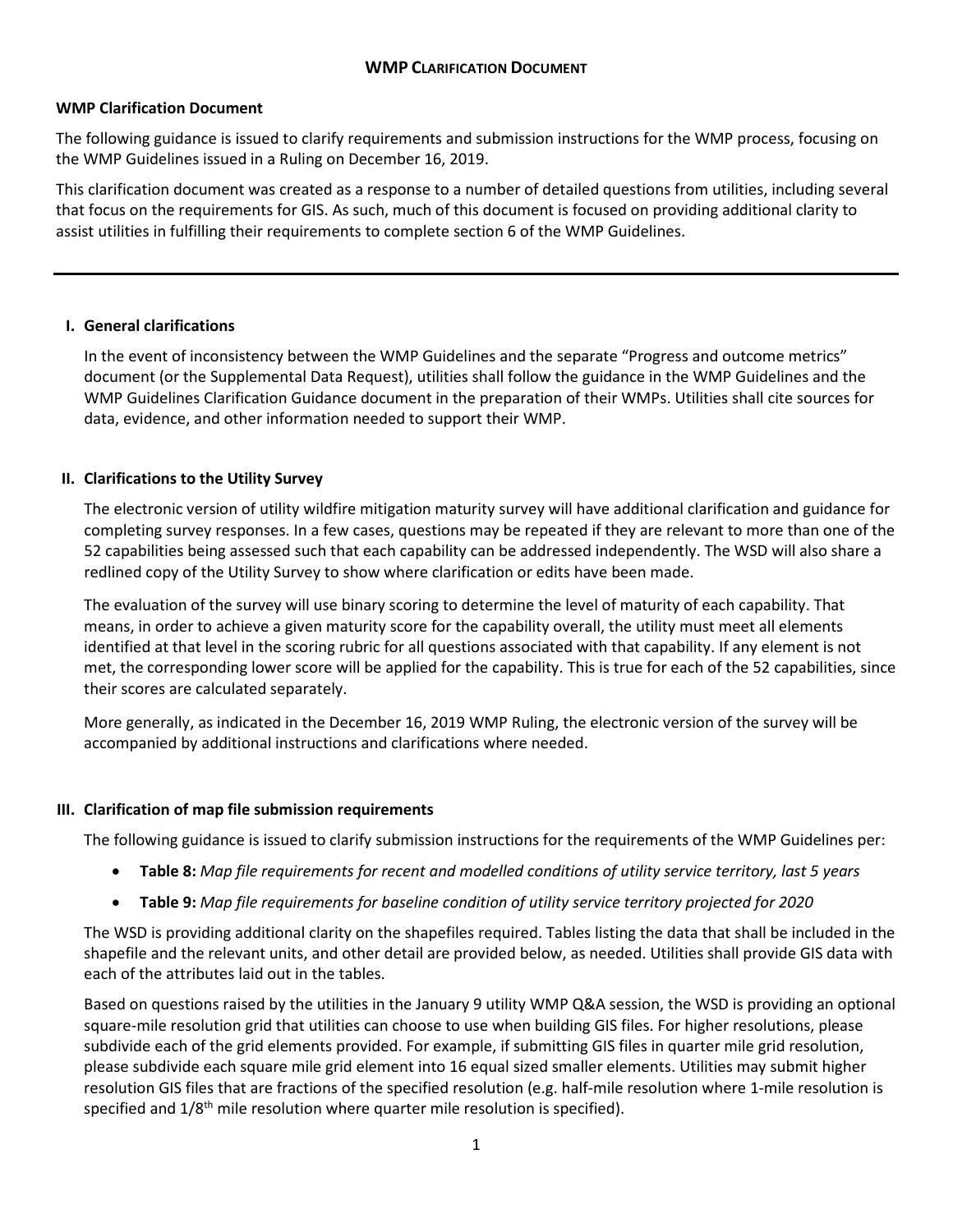# WMP Clarification Document

**WMP Clarification Document**

The following guidance is issued to clarify requirements and submission instructions for the WMP process, focusing on the WMP Guidelines issued in a Ruling on December 16, 2019.

This clarification document was created as a response to a number of detailed questions from utilities, including several that focus on the requirements for GIS. As such, much of this document is focused on providing additional clarity to assist utilities in fulfilling their requirements to complete section 6 of the WMP Guidelines.

---

## I. General clarifications

In the event of inconsistency between the WMP Guidelines and the separate "Progress and outcome metrics" document (or the Supplemental Data Request), utilities shall follow the guidance in the WMP Guidelines and the WMP Guidelines Clarification Guidance document in the preparation of their WMPs. Utilities shall cite sources for data, evidence, and other information needed to support their WMP.

## II. Clarifications to the Utility Survey

The electronic version of utility wildfire mitigation maturity survey will have additional clarification and guidance for completing survey responses. In a few cases, questions may be repeated if they are relevant to more than one of the 52 capabilities being assessed such that each capability can be addressed independently. The WSD will also share a redlined copy of the Utility Survey to show where clarification or edits have been made.

The evaluation of the survey will use binary scoring to determine the level of maturity of each capability. That means, in order to achieve a given maturity score for the capability overall, the utility must meet all elements identified at that level in the scoring rubric for all questions associated with that capability. If any element is not met, the corresponding lower score will be applied for the capability. This is true for each of the 52 capabilities, since their scores are calculated separately.

More generally, as indicated in the December 16, 2019 WMP Ruling, the electronic version of the survey will be accompanied by additional instructions and clarifications where needed.

## III. Clarification of map file submission requirements

The following guidance is issued to clarify submission instructions for the requirements of the WMP Guidelines per:

- **Table 8:** *Map file requirements for recent and modelled conditions of utility service territory, last 5 years*
- **Table 9:** *Map file requirements for baseline condition of utility service territory projected for 2020*

The WSD is providing additional clarity on the shapefiles required. Tables listing the data that shall be included in the shapefile and the relevant units, and other detail are provided below, as needed. Utilities shall provide GIS data with each of the attributes laid out in the tables.

Based on questions raised by the utilities in the January 9 utility WMP Q&A session, the WSD is providing an optional square-mile resolution grid that utilities can choose to use when building GIS files. For higher resolutions, please subdivide each of the grid elements provided. For example, if submitting GIS files in quarter mile grid resolution, please subdivide each square mile grid element into 16 equal sized smaller elements. Utilities may submit higher resolution GIS files that are fractions of the specified resolution (e.g. half-mile resolution where 1-mile resolution is specified and 1/8th mile resolution where quarter mile resolution is specified).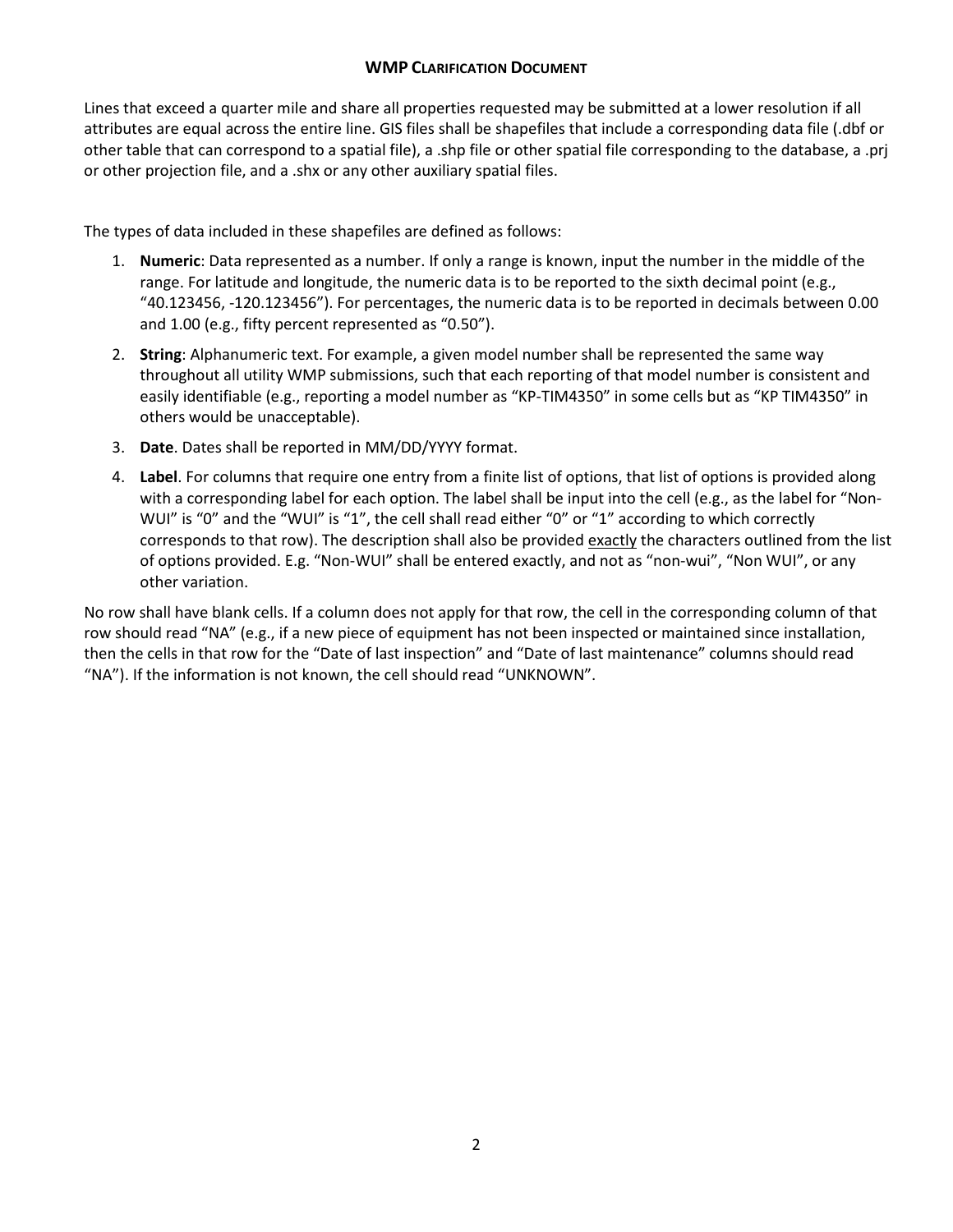Lines that exceed a quarter mile and share all properties requested may be submitted at a lower resolution if all attributes are equal across the entire line. GIS files shall be shapefiles that include a corresponding data file (.dbf or other table that can correspond to a spatial file), a .shp file or other spatial file corresponding to the database, a .prj or other projection file, and a .shx or any other auxiliary spatial files.

The types of data included in these shapefiles are defined as follows:

1. **Numeric**: Data represented as a number. If only a range is known, input the number in the middle of the range. For latitude and longitude, the numeric data is to be reported to the sixth decimal point (e.g., "40.123456, -120.123456"). For percentages, the numeric data is to be reported in decimals between 0.00 and 1.00 (e.g., fifty percent represented as "0.50").
2. **String**: Alphanumeric text. For example, a given model number shall be represented the same way throughout all utility WMP submissions, such that each reporting of that model number is consistent and easily identifiable (e.g., reporting a model number as "KP-TIM4350" in some cells but as "KP TIM4350" in others would be unacceptable).
3. **Date**. Dates shall be reported in MM/DD/YYYY format.
4. **Label**. For columns that require one entry from a finite list of options, that list of options is provided along with a corresponding label for each option. The label shall be input into the cell (e.g., as the label for "Non-WUI" is "0" and the "WUI" is "1", the cell shall read either "0" or "1" according to which correctly corresponds to that row). The description shall also be provided exactly the characters outlined from the list of options provided. E.g. "Non-WUI" shall be entered exactly, and not as "non-wui", "Non WUI", or any other variation.

No row shall have blank cells. If a column does not apply for that row, the cell in the corresponding column of that row should read "NA" (e.g., if a new piece of equipment has not been inspected or maintained since installation, then the cells in that row for the "Date of last inspection" and "Date of last maintenance" columns should read "NA"). If the information is not known, the cell should read "UNKNOWN".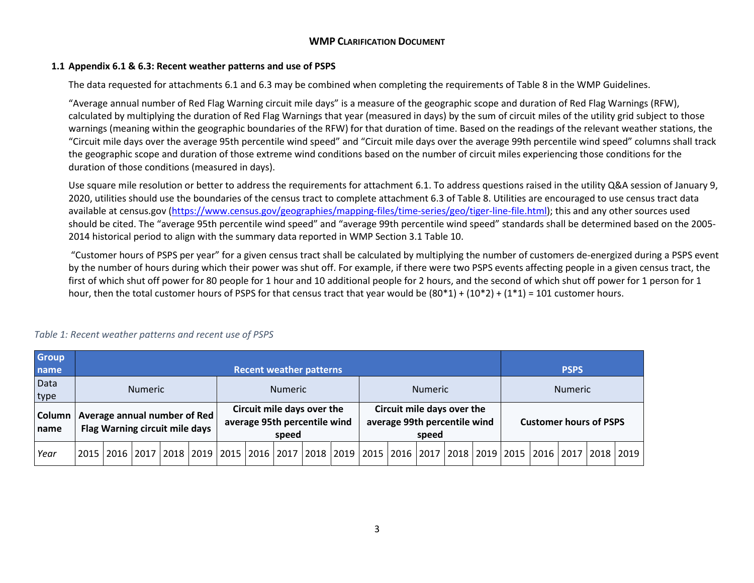### 1.1 Appendix 6.1 & 6.3: Recent weather patterns and use of PSPS

The data requested for attachments 6.1 and 6.3 may be combined when completing the requirements of Table 8 in the WMP Guidelines.

"Average annual number of Red Flag Warning circuit mile days" is a measure of the geographic scope and duration of Red Flag Warnings (RFW), calculated by multiplying the duration of Red Flag Warnings that year (measured in days) by the sum of circuit miles of the utility grid subject to those warnings (meaning within the geographic boundaries of the RFW) for that duration of time. Based on the readings of the relevant weather stations, the "Circuit mile days over the average 95th percentile wind speed" and "Circuit mile days over the average 99th percentile wind speed" columns shall track the geographic scope and duration of those extreme wind conditions based on the number of circuit miles experiencing those conditions for the duration of those conditions (measured in days).

Use square mile resolution or better to address the requirements for attachment 6.1. To address questions raised in the utility Q&A session of January 9, 2020, utilities should use the boundaries of the census tract to complete attachment 6.3 of Table 8. Utilities are encouraged to use census tract data available at census.gov (https://www.census.gov/geographies/mapping-files/time-series/geo/tiger-line-file.html); this and any other sources used should be cited. The "average 95th percentile wind speed" and "average 99th percentile wind speed" standards shall be determined based on the 2005-2014 historical period to align with the summary data reported in WMP Section 3.1 Table 10.

"Customer hours of PSPS per year" for a given census tract shall be calculated by multiplying the number of customers de-energized during a PSPS event by the number of hours during which their power was shut off. For example, if there were two PSPS events affecting people in a given census tract, the first of which shut off power for 80 people for 1 hour and 10 additional people for 2 hours, and the second of which shut off power for 1 person for 1 hour, then the total customer hours of PSPS for that census tract that year would be (80*1) + (10*2) + (1*1) = 101 customer hours.

*Table 1: Recent weather patterns and recent use of PSPS*

| **Group name** | **Recent weather patterns** | | | | | | | | | | | | | | | **PSPS** | | | | |
|---|---|---|---|---|---|---|---|---|---|---|---|---|---|---|---|---|---|---|---|---|
| Data type | Numeric | | | | | Numeric | | | | | Numeric | | | | | Numeric | | | | |
| **Column name** | **Average annual number of Red Flag Warning circuit mile days** | | | | | **Circuit mile days over the average 95th percentile wind speed** | | | | | **Circuit mile days over the average 99th percentile wind speed** | | | | | **Customer hours of PSPS** | | | | |
| *Year* | 2015 | 2016 | 2017 | 2018 | 2019 | 2015 | 2016 | 2017 | 2018 | 2019 | 2015 | 2016 | 2017 | 2018 | 2019 | 2015 | 2016 | 2017 | 2018 | 2019 |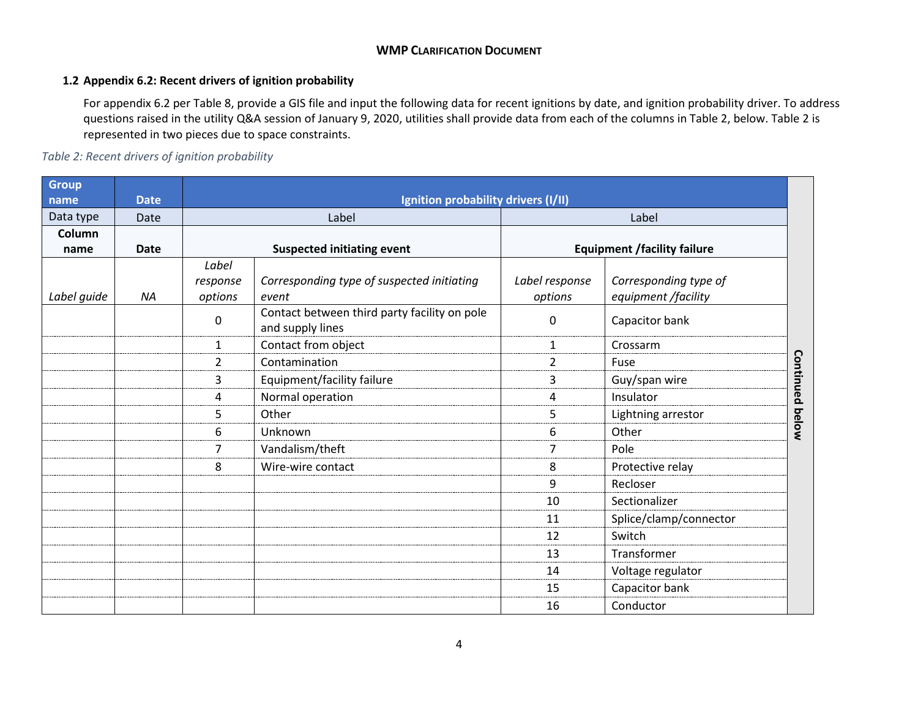## 1.2 Appendix 6.2: Recent drivers of ignition probability

For appendix 6.2 per Table 8, provide a GIS file and input the following data for recent ignitions by date, and ignition probability driver. To address questions raised in the utility Q&A session of January 9, 2020, utilities shall provide data from each of the columns in Table 2, below. Table 2 is represented in two pieces due to space constraints.

*Table 2: Recent drivers of ignition probability*

| Group name | Date | Ignition probability drivers (I/II) | | | | Continued below |
|---|---|---|---|---|---|---|
| Data type | Date | Label | | Label | | |
| **Column name** | **Date** | **Suspected initiating event** | | **Equipment /facility failure** | | |
| *Label guide* | *NA* | *Label response options* | *Corresponding type of suspected initiating event* | *Label response options* | *Corresponding type of equipment /facility* | |
| | | 0 | Contact between third party facility on pole and supply lines | 0 | Capacitor bank | |
| | | 1 | Contact from object | 1 | Crossarm | |
| | | 2 | Contamination | 2 | Fuse | |
| | | 3 | Equipment/facility failure | 3 | Guy/span wire | |
| | | 4 | Normal operation | 4 | Insulator | |
| | | 5 | Other | 5 | Lightning arrestor | |
| | | 6 | Unknown | 6 | Other | |
| | | 7 | Vandalism/theft | 7 | Pole | |
| | | 8 | Wire-wire contact | 8 | Protective relay | |
| | | | | 9 | Recloser | |
| | | | | 10 | Sectionalizer | |
| | | | | 11 | Splice/clamp/connector | |
| | | | | 12 | Switch | |
| | | | | 13 | Transformer | |
| | | | | 14 | Voltage regulator | |
| | | | | 15 | Capacitor bank | |
| | | | | 16 | Conductor | |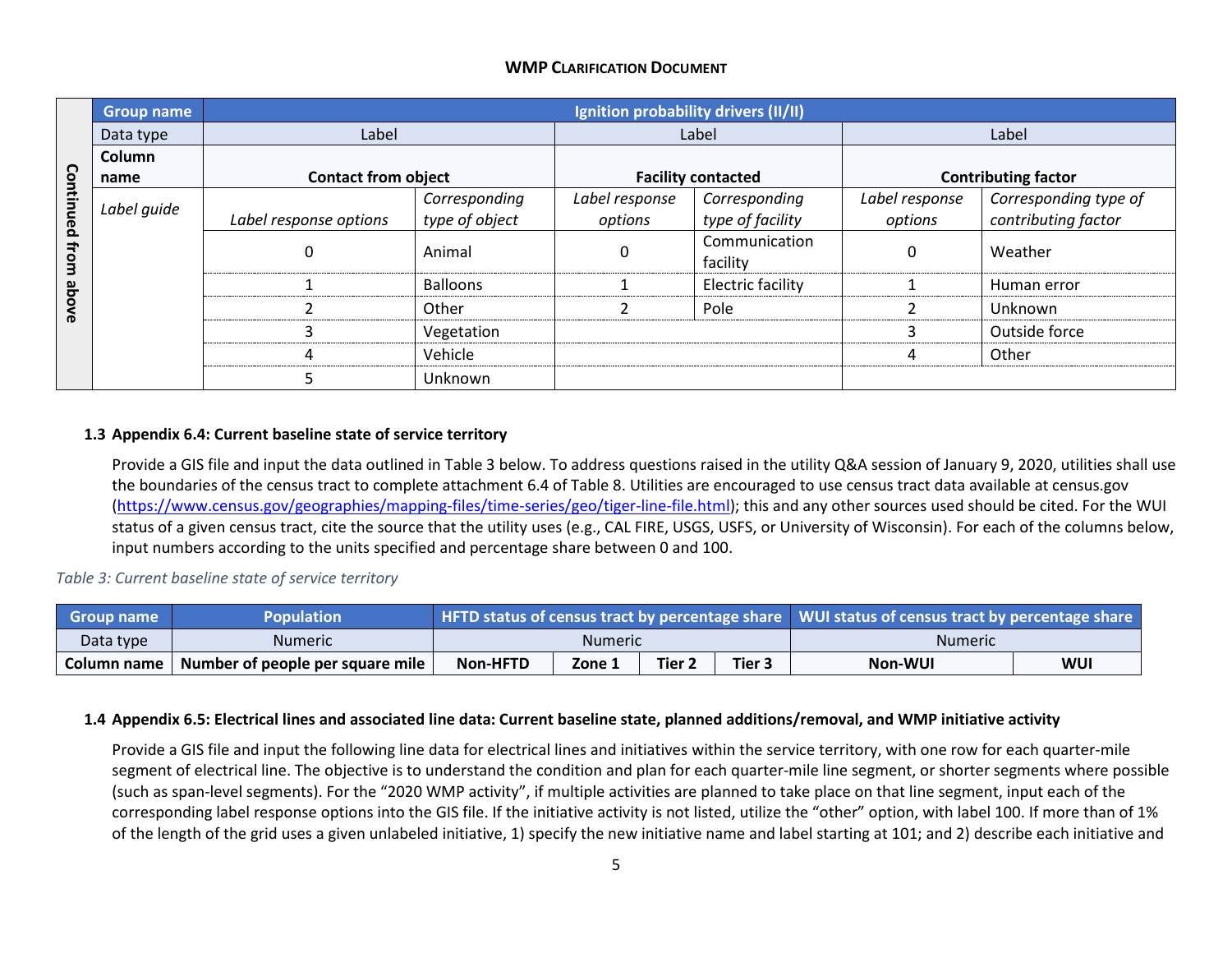| Continued from above | Group name | Ignition probability drivers (II/II) | | | | | |
|---|---|---|---|---|---|---|---|
| | Data type | Label | | Label | | Label | |
| | Column name | Contact from object | | Facility contacted | | Contributing factor | |
| | *Label guide* | *Label response options* | *Corresponding type of object* | *Label response options* | *Corresponding type of facility* | *Label response options* | *Corresponding type of contributing factor* |
| | | 0 | Animal | 0 | Communication facility | 0 | Weather |
| | | 1 | Balloons | 1 | Electric facility | 1 | Human error |
| | | 2 | Other | 2 | Pole | 2 | Unknown |
| | | 3 | Vegetation | | | 3 | Outside force |
| | | 4 | Vehicle | | | 4 | Other |
| | | 5 | Unknown | | | | |

### 1.3 Appendix 6.4: Current baseline state of service territory

Provide a GIS file and input the data outlined in Table 3 below. To address questions raised in the utility Q&A session of January 9, 2020, utilities shall use the boundaries of the census tract to complete attachment 6.4 of Table 8. Utilities are encouraged to use census tract data available at census.gov (https://www.census.gov/geographies/mapping-files/time-series/geo/tiger-line-file.html); this and any other sources used should be cited. For the WUI status of a given census tract, cite the source that the utility uses (e.g., CAL FIRE, USGS, USFS, or University of Wisconsin). For each of the columns below, input numbers according to the units specified and percentage share between 0 and 100.

*Table 3: Current baseline state of service territory*

| Group name | Population | HFTD status of census tract by percentage share | | | | WUI status of census tract by percentage share | |
|---|---|---|---|---|---|---|---|
| Data type | Numeric | Numeric | | | | Numeric | |
| Column name | Number of people per square mile | Non-HFTD | Zone 1 | Tier 2 | Tier 3 | Non-WUI | WUI |

### 1.4 Appendix 6.5: Electrical lines and associated line data: Current baseline state, planned additions/removal, and WMP initiative activity

Provide a GIS file and input the following line data for electrical lines and initiatives within the service territory, with one row for each quarter-mile segment of electrical line. The objective is to understand the condition and plan for each quarter-mile line segment, or shorter segments where possible (such as span-level segments). For the "2020 WMP activity", if multiple activities are planned to take place on that line segment, input each of the corresponding label response options into the GIS file. If the initiative activity is not listed, utilize the "other" option, with label 100. If more than of 1% of the length of the grid uses a given unlabeled initiative, 1) specify the new initiative name and label starting at 101; and 2) describe each initiative and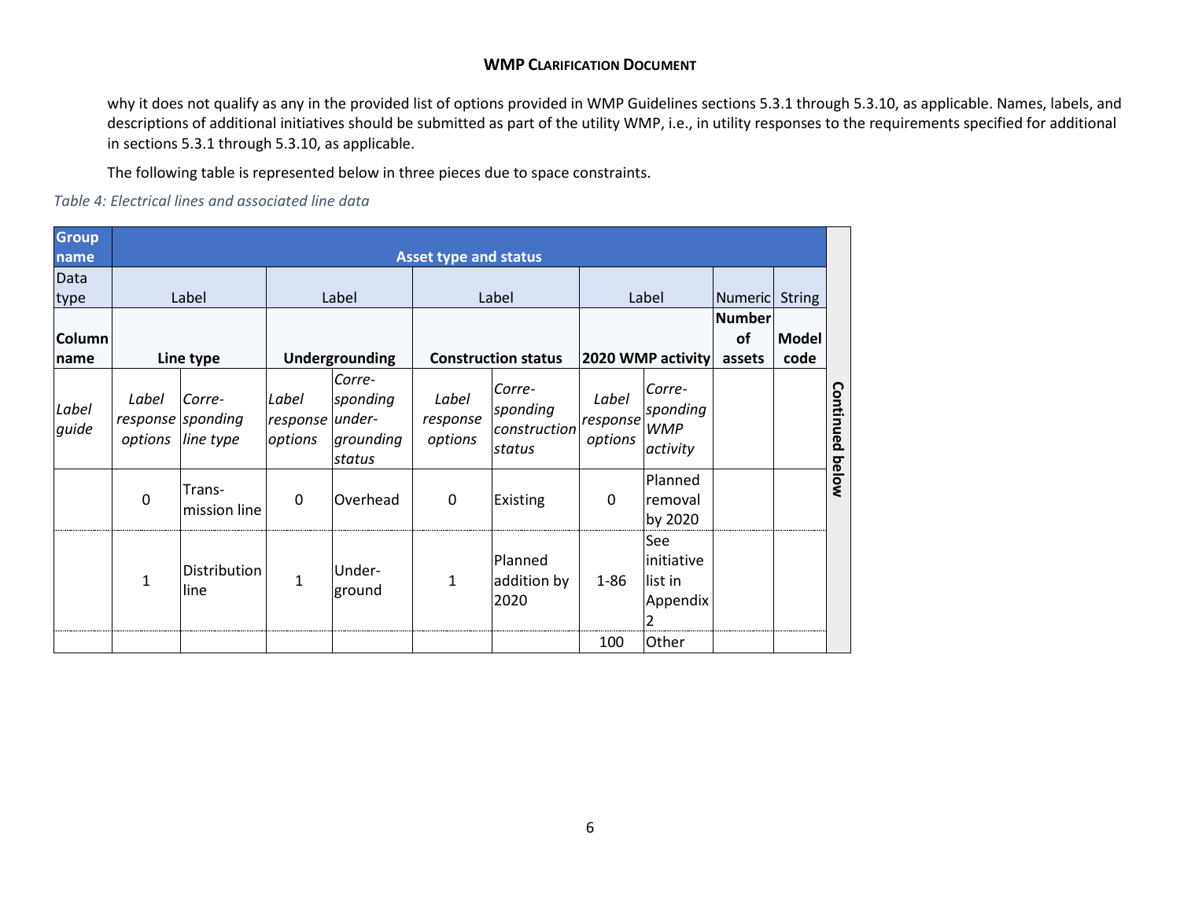why it does not qualify as any in the provided list of options provided in WMP Guidelines sections 5.3.1 through 5.3.10, as applicable. Names, labels, and descriptions of additional initiatives should be submitted as part of the utility WMP, i.e., in utility responses to the requirements specified for additional in sections 5.3.1 through 5.3.10, as applicable.

The following table is represented below in three pieces due to space constraints.

*Table 4: Electrical lines and associated line data*

| **Group name** | **Asset type and status** | | | | | | | | | | |
|---|---|---|---|---|---|---|---|---|---|---|---|
| Data type | Label | | Label | | Label | | Label | | Numeric | String | |
| **Column name** | **Line type** | | **Undergrounding** | | **Construction status** | | **2020 WMP activity** | | **Number of assets** | **Model code** | |
| *Label guide* | *Label response options* | *Corre-sponding line type* | *Label response options* | *Corre-sponding under-grounding status* | *Label response options* | *Corre-sponding construction status* | *Label response options* | *Corre-sponding WMP activity* | | | **Continued below** |
| | 0 | Trans-mission line | 0 | Overhead | 0 | Existing | 0 | Planned removal by 2020 | | | |
| | 1 | Distribution line | 1 | Under-ground | 1 | Planned addition by 2020 | 1-86 | See initiative list in Appendix 2 | | | |
| | | | | | | | 100 | Other | | | |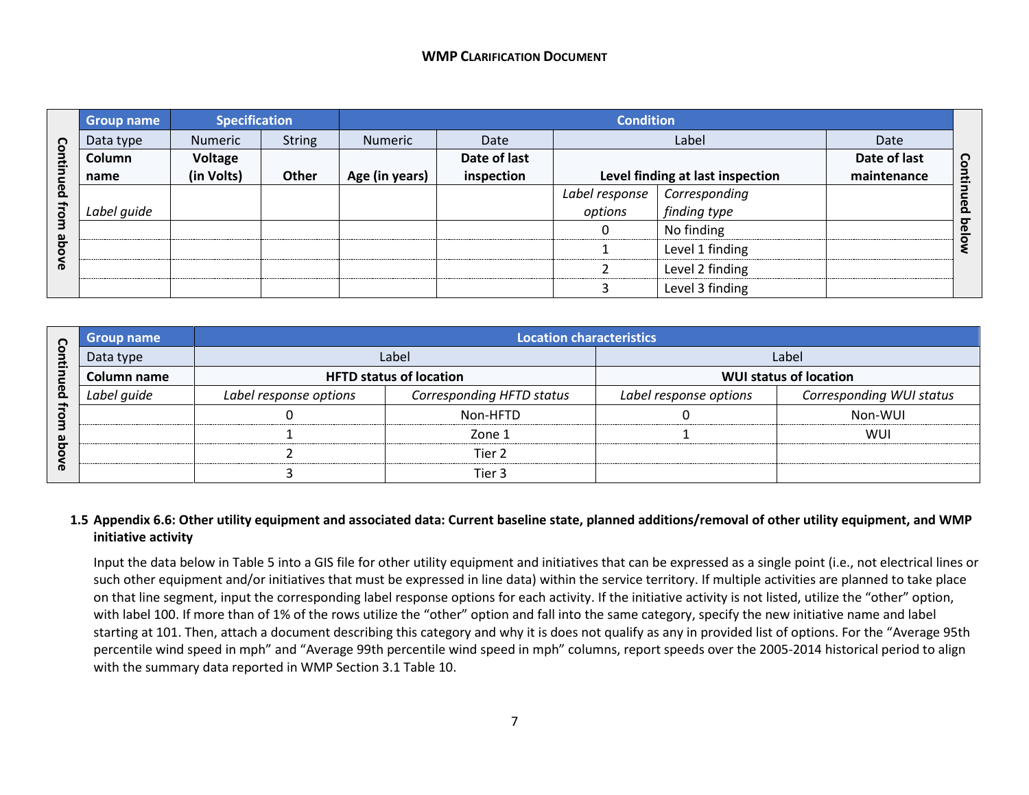| Continued from above | Group name | Specification | | Condition | | | | | Continued below |
|---|---|---|---|---|---|---|---|---|---|
| | Data type | Numeric | String | Numeric | Date | Label | | Date | |
| | **Column name** | **Voltage (in Volts)** | **Other** | **Age (in years)** | **Date of last inspection** | **Level finding at last inspection** | | **Date of last maintenance** | |
| | *Label guide* | | | | | *Label response options* | *Corresponding finding type* | | |
| | | | | | | 0 | No finding | | |
| | | | | | | 1 | Level 1 finding | | |
| | | | | | | 2 | Level 2 finding | | |
| | | | | | | 3 | Level 3 finding | | |

| Continued from above | Group name | Location characteristics | | | |
|---|---|---|---|---|---|
| | Data type | Label | | Label | |
| | **Column name** | **HFTD status of location** | | **WUI status of location** | |
| | *Label guide* | *Label response options* | *Corresponding HFTD status* | *Label response options* | *Corresponding WUI status* |
| | | 0 | Non-HFTD | 0 | Non-WUI |
| | | 1 | Zone 1 | 1 | WUI |
| | | 2 | Tier 2 | | |
| | | 3 | Tier 3 | | |

### 1.5 Appendix 6.6: Other utility equipment and associated data: Current baseline state, planned additions/removal of other utility equipment, and WMP initiative activity

Input the data below in Table 5 into a GIS file for other utility equipment and initiatives that can be expressed as a single point (i.e., not electrical lines or such other equipment and/or initiatives that must be expressed in line data) within the service territory. If multiple activities are planned to take place on that line segment, input the corresponding label response options for each activity. If the initiative activity is not listed, utilize the "other" option, with label 100. If more than of 1% of the rows utilize the "other" option and fall into the same category, specify the new initiative name and label starting at 101. Then, attach a document describing this category and why it is does not qualify as any in provided list of options. For the "Average 95th percentile wind speed in mph" and "Average 99th percentile wind speed in mph" columns, report speeds over the 2005-2014 historical period to align with the summary data reported in WMP Section 3.1 Table 10.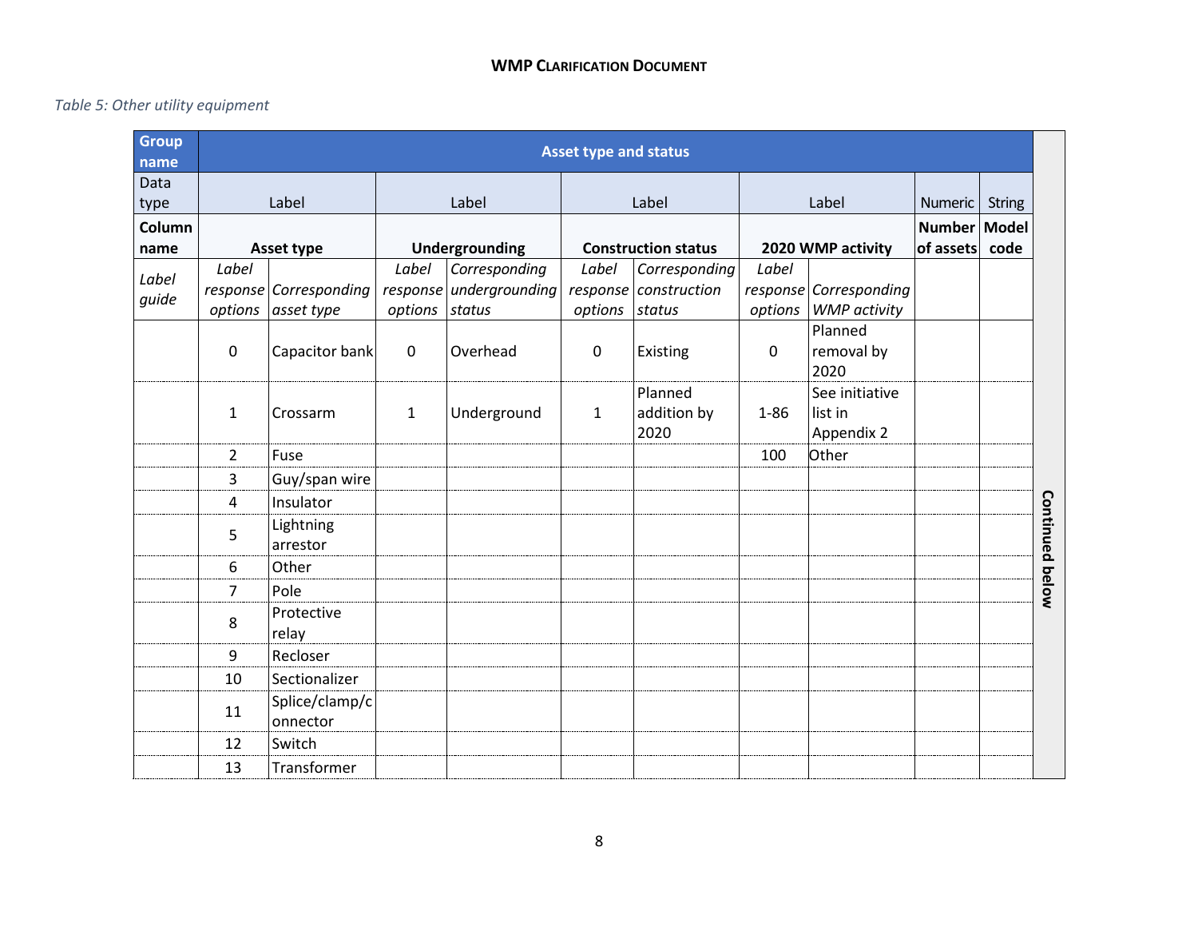*Table 5: Other utility equipment*

| Group name | Asset type and status | | | | | | | | Numeric | String |
|---|---|---|---|---|---|---|---|---|---|---|
| Data type | Label | | Label | | Label | | Label | | Numeric | String |
| **Column name** | **Asset type** | | **Undergrounding** | | **Construction status** | | **2020 WMP activity** | | **Number of assets** | **Model code** |
| *Label guide* | *Label response options* | *Corresponding asset type* | *Label response options* | *Corresponding undergrounding status* | *Label response options* | *Corresponding construction status* | *Label response options* | *Corresponding WMP activity* | | |
| | 0 | Capacitor bank | 0 | Overhead | 0 | Existing | 0 | Planned removal by 2020 | | |
| | 1 | Crossarm | 1 | Underground | 1 | Planned addition by 2020 | 1-86 | See initiative list in Appendix 2 | | |
| | 2 | Fuse | | | | | 100 | Other | | |
| | 3 | Guy/span wire | | | | | | | | |
| | 4 | Insulator | | | | | | | | |
| | 5 | Lightning arrestor | | | | | | | | |
| | 6 | Other | | | | | | | | |
| | 7 | Pole | | | | | | | | |
| | 8 | Protective relay | | | | | | | | |
| | 9 | Recloser | | | | | | | | |
| | 10 | Sectionalizer | | | | | | | | |
| | 11 | Splice/clamp/connector | | | | | | | | |
| | 12 | Switch | | | | | | | | |
| | 13 | Transformer | | | | | | | | |

**Continued below**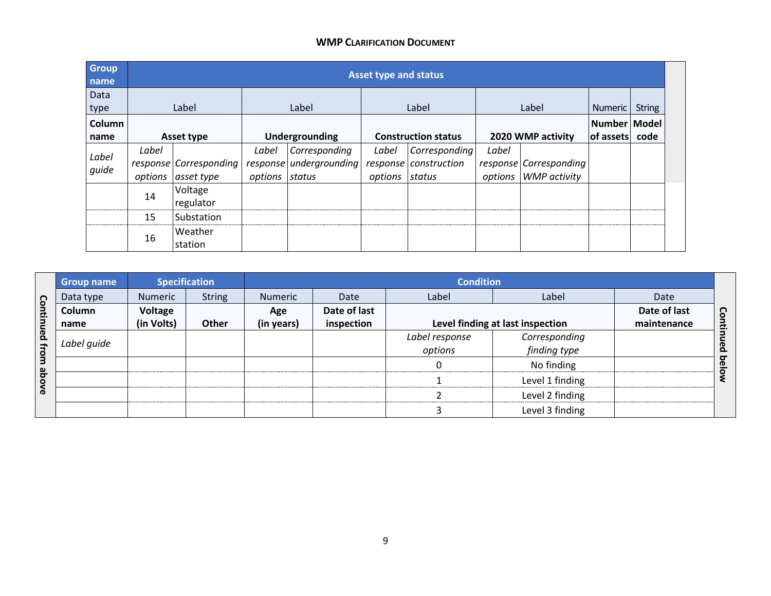| Group name | Asset type and status | | | | | | | | | |
|---|---|---|---|---|---|---|---|---|---|---|
| Data type | Label | | Label | | Label | | Label | | Numeric | String |
| **Column name** | **Asset type** | | **Undergrounding** | | **Construction status** | | **2020 WMP activity** | | **Number of assets** | **Model code** |
| *Label guide* | *Label response options* | *Corresponding asset type* | *Label response options* | *Corresponding undergrounding status* | *Label response options* | *Corresponding construction status* | *Label response options* | *Corresponding WMP activity* | | |
| | 14 | Voltage regulator | | | | | | | | |
| | 15 | Substation | | | | | | | | |
| | 16 | Weather station | | | | | | | | |

Continued from above

| Group name | Specification | | Condition | | | | |
|---|---|---|---|---|---|---|---|
| Data type | Numeric | String | Numeric | Date | Label | Label | Date |
| **Column name** | **Voltage (in Volts)** | **Other** | **Age (in years)** | **Date of last inspection** | **Level finding at last inspection** | | **Date of last maintenance** |
| *Label guide* | | | | | *Label response options* | *Corresponding finding type* | |
| | | | | | 0 | No finding | |
| | | | | | 1 | Level 1 finding | |
| | | | | | 2 | Level 2 finding | |
| | | | | | 3 | Level 3 finding | |

Continued below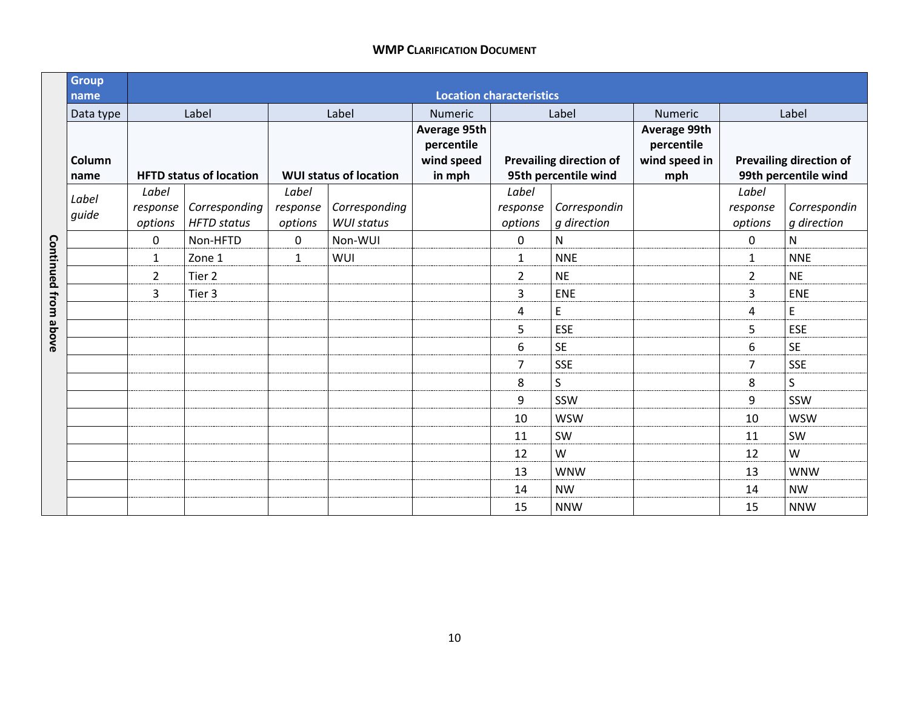| Continued from above | Group name | Location characteristics | | | | | | | | | |
|---|---|---|---|---|---|---|---|---|---|---|---|
| | Data type | Label | | Label | | Numeric | Label | | Numeric | Label | |
| | Column name | HFTD status of location | | WUI status of location | | Average 95th percentile wind speed in mph | Prevailing direction of 95th percentile wind | | Average 99th percentile wind speed in mph | Prevailing direction of 99th percentile wind | |
| | *Label guide* | *Label response options* | *Corresponding HFTD status* | *Label response options* | *Corresponding WUI status* | | *Label response options* | *Corresponding direction* | | *Label response options* | *Corresponding direction* |
| | | 0 | Non-HFTD | 0 | Non-WUI | | 0 | N | | 0 | N |
| | | 1 | Zone 1 | 1 | WUI | | 1 | NNE | | 1 | NNE |
| | | 2 | Tier 2 | | | | 2 | NE | | 2 | NE |
| | | 3 | Tier 3 | | | | 3 | ENE | | 3 | ENE |
| | | | | | | | 4 | E | | 4 | E |
| | | | | | | | 5 | ESE | | 5 | ESE |
| | | | | | | | 6 | SE | | 6 | SE |
| | | | | | | | 7 | SSE | | 7 | SSE |
| | | | | | | | 8 | S | | 8 | S |
| | | | | | | | 9 | SSW | | 9 | SSW |
| | | | | | | | 10 | WSW | | 10 | WSW |
| | | | | | | | 11 | SW | | 11 | SW |
| | | | | | | | 12 | W | | 12 | W |
| | | | | | | | 13 | WNW | | 13 | WNW |
| | | | | | | | 14 | NW | | 14 | NW |
| | | | | | | | 15 | NNW | | 15 | NNW |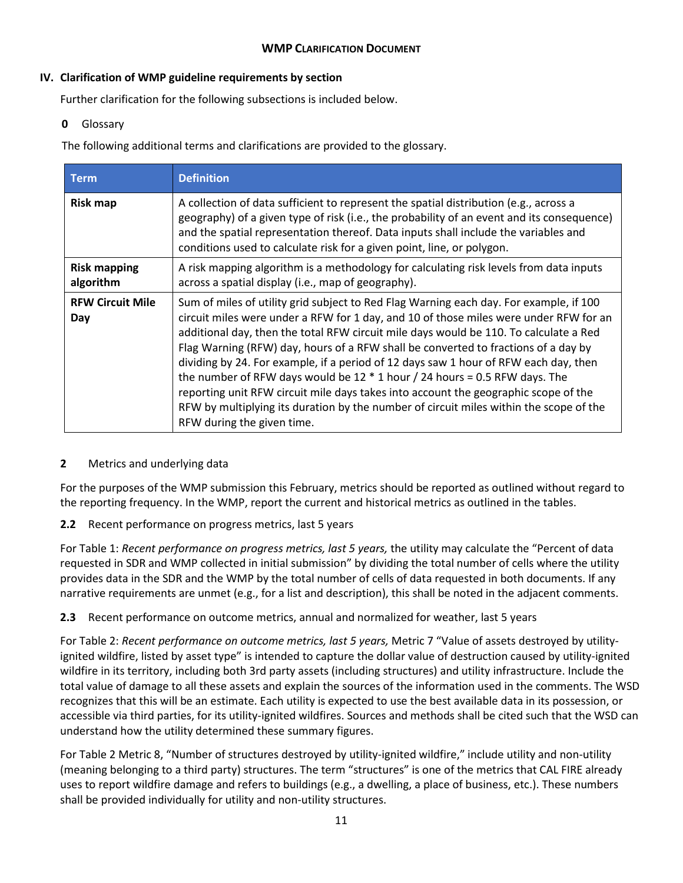## IV. Clarification of WMP guideline requirements by section

Further clarification for the following subsections is included below.

### 0 Glossary

The following additional terms and clarifications are provided to the glossary.

| Term | Definition |
|---|---|
| **Risk map** | A collection of data sufficient to represent the spatial distribution (e.g., across a geography) of a given type of risk (i.e., the probability of an event and its consequence) and the spatial representation thereof. Data inputs shall include the variables and conditions used to calculate risk for a given point, line, or polygon. |
| **Risk mapping algorithm** | A risk mapping algorithm is a methodology for calculating risk levels from data inputs across a spatial display (i.e., map of geography). |
| **RFW Circuit Mile Day** | Sum of miles of utility grid subject to Red Flag Warning each day. For example, if 100 circuit miles were under a RFW for 1 day, and 10 of those miles were under RFW for an additional day, then the total RFW circuit mile days would be 110. To calculate a Red Flag Warning (RFW) day, hours of a RFW shall be converted to fractions of a day by dividing by 24. For example, if a period of 12 days saw 1 hour of RFW each day, then the number of RFW days would be 12 * 1 hour / 24 hours = 0.5 RFW days. The reporting unit RFW circuit mile days takes into account the geographic scope of the RFW by multiplying its duration by the number of circuit miles within the scope of the RFW during the given time. |

### 2 Metrics and underlying data

For the purposes of the WMP submission this February, metrics should be reported as outlined without regard to the reporting frequency. In the WMP, report the current and historical metrics as outlined in the tables.

#### 2.2 Recent performance on progress metrics, last 5 years

For Table 1: *Recent performance on progress metrics, last 5 years,* the utility may calculate the "Percent of data requested in SDR and WMP collected in initial submission" by dividing the total number of cells where the utility provides data in the SDR and the WMP by the total number of cells of data requested in both documents. If any narrative requirements are unmet (e.g., for a list and description), this shall be noted in the adjacent comments.

#### 2.3 Recent performance on outcome metrics, annual and normalized for weather, last 5 years

For Table 2: *Recent performance on outcome metrics, last 5 years,* Metric 7 "Value of assets destroyed by utility-ignited wildfire, listed by asset type" is intended to capture the dollar value of destruction caused by utility-ignited wildfire in its territory, including both 3rd party assets (including structures) and utility infrastructure. Include the total value of damage to all these assets and explain the sources of the information used in the comments. The WSD recognizes that this will be an estimate. Each utility is expected to use the best available data in its possession, or accessible via third parties, for its utility-ignited wildfires. Sources and methods shall be cited such that the WSD can understand how the utility determined these summary figures.

For Table 2 Metric 8, "Number of structures destroyed by utility-ignited wildfire," include utility and non-utility (meaning belonging to a third party) structures. The term "structures" is one of the metrics that CAL FIRE already uses to report wildfire damage and refers to buildings (e.g., a dwelling, a place of business, etc.). These numbers shall be provided individually for utility and non-utility structures.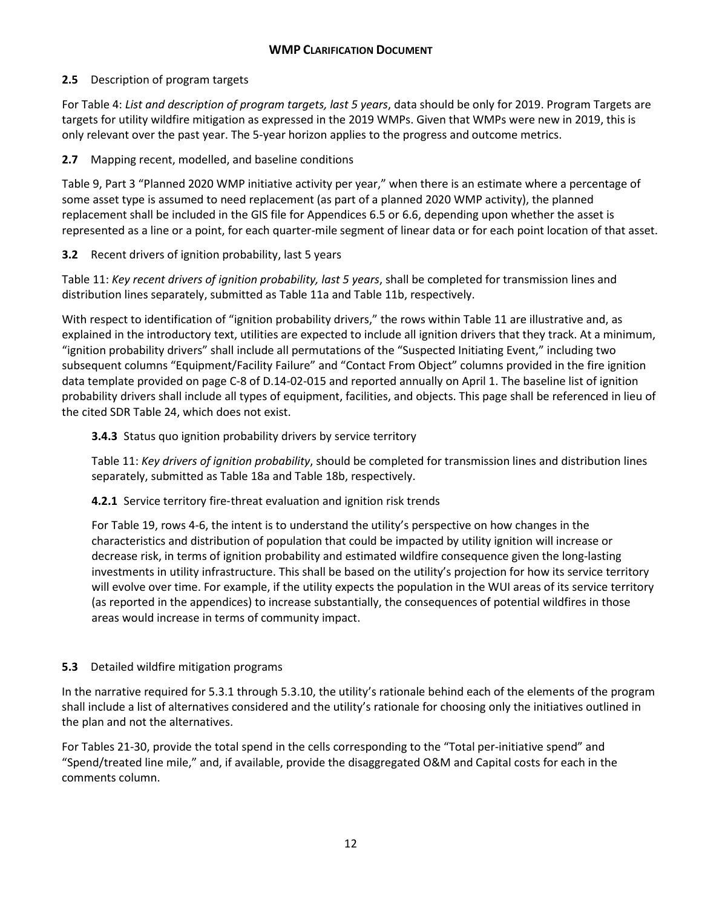**2.5** Description of program targets

For Table 4: *List and description of program targets, last 5 years*, data should be only for 2019. Program Targets are targets for utility wildfire mitigation as expressed in the 2019 WMPs. Given that WMPs were new in 2019, this is only relevant over the past year. The 5-year horizon applies to the progress and outcome metrics.

**2.7** Mapping recent, modelled, and baseline conditions

Table 9, Part 3 "Planned 2020 WMP initiative activity per year," when there is an estimate where a percentage of some asset type is assumed to need replacement (as part of a planned 2020 WMP activity), the planned replacement shall be included in the GIS file for Appendices 6.5 or 6.6, depending upon whether the asset is represented as a line or a point, for each quarter-mile segment of linear data or for each point location of that asset.

**3.2** Recent drivers of ignition probability, last 5 years

Table 11: *Key recent drivers of ignition probability, last 5 years*, shall be completed for transmission lines and distribution lines separately, submitted as Table 11a and Table 11b, respectively.

With respect to identification of "ignition probability drivers," the rows within Table 11 are illustrative and, as explained in the introductory text, utilities are expected to include all ignition drivers that they track. At a minimum, "ignition probability drivers" shall include all permutations of the "Suspected Initiating Event," including two subsequent columns "Equipment/Facility Failure" and "Contact From Object" columns provided in the fire ignition data template provided on page C-8 of D.14-02-015 and reported annually on April 1. The baseline list of ignition probability drivers shall include all types of equipment, facilities, and objects. This page shall be referenced in lieu of the cited SDR Table 24, which does not exist.

**3.4.3** Status quo ignition probability drivers by service territory

Table 11: *Key drivers of ignition probability*, should be completed for transmission lines and distribution lines separately, submitted as Table 18a and Table 18b, respectively.

**4.2.1** Service territory fire-threat evaluation and ignition risk trends

For Table 19, rows 4-6, the intent is to understand the utility's perspective on how changes in the characteristics and distribution of population that could be impacted by utility ignition will increase or decrease risk, in terms of ignition probability and estimated wildfire consequence given the long-lasting investments in utility infrastructure. This shall be based on the utility's projection for how its service territory will evolve over time. For example, if the utility expects the population in the WUI areas of its service territory (as reported in the appendices) to increase substantially, the consequences of potential wildfires in those areas would increase in terms of community impact.

**5.3** Detailed wildfire mitigation programs

In the narrative required for 5.3.1 through 5.3.10, the utility's rationale behind each of the elements of the program shall include a list of alternatives considered and the utility's rationale for choosing only the initiatives outlined in the plan and not the alternatives.

For Tables 21-30, provide the total spend in the cells corresponding to the "Total per-initiative spend" and "Spend/treated line mile," and, if available, provide the disaggregated O&M and Capital costs for each in the comments column.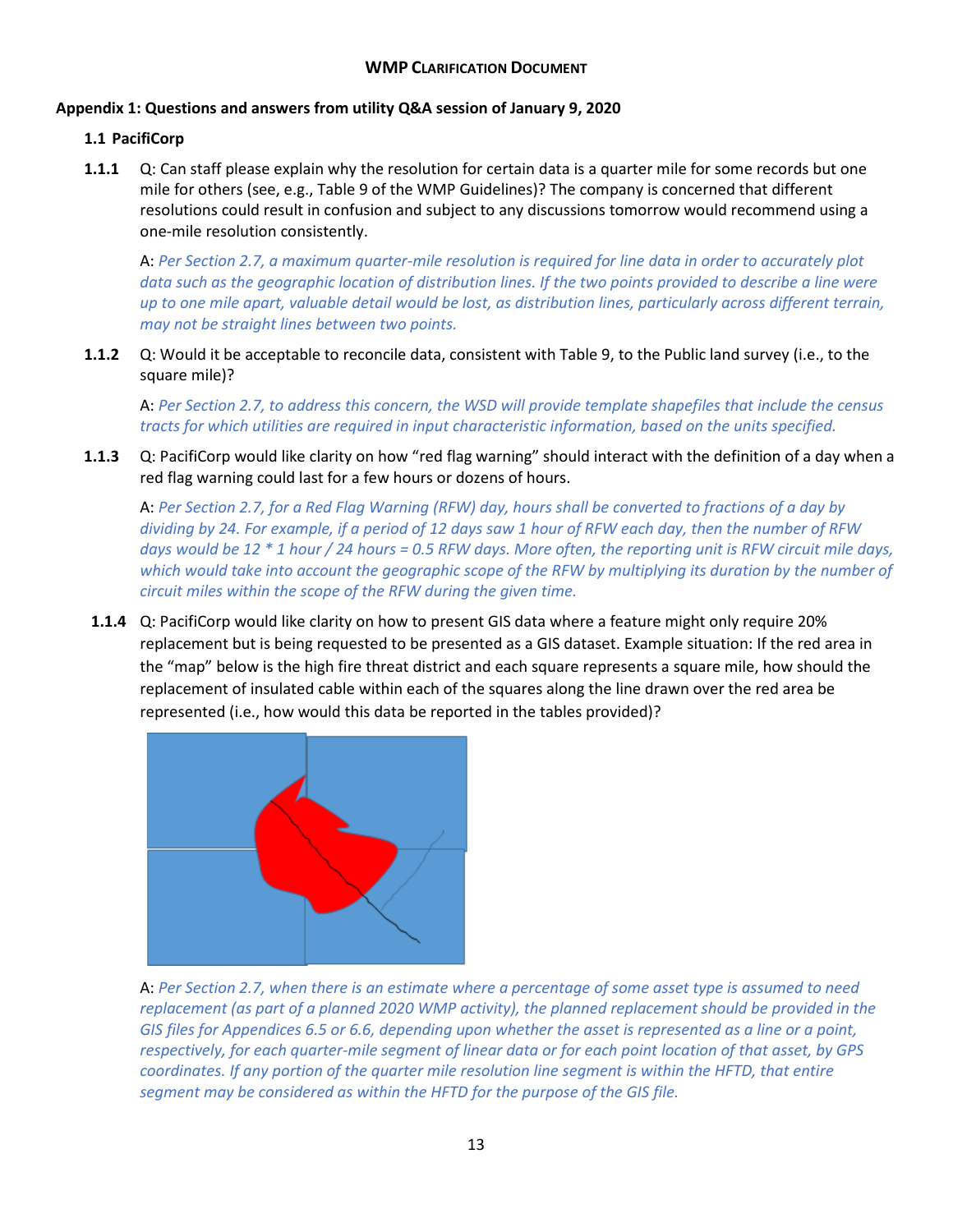**WMP CLARIFICATION DOCUMENT**

## Appendix 1: Questions and answers from utility Q&A session of January 9, 2020

### 1.1 PacifiCorp

**1.1.1** Q: Can staff please explain why the resolution for certain data is a quarter mile for some records but one mile for others (see, e.g., Table 9 of the WMP Guidelines)? The company is concerned that different resolutions could result in confusion and subject to any discussions tomorrow would recommend using a one-mile resolution consistently.

A: *Per Section 2.7, a maximum quarter-mile resolution is required for line data in order to accurately plot data such as the geographic location of distribution lines. If the two points provided to describe a line were up to one mile apart, valuable detail would be lost, as distribution lines, particularly across different terrain, may not be straight lines between two points.*

**1.1.2** Q: Would it be acceptable to reconcile data, consistent with Table 9, to the Public land survey (i.e., to the square mile)?

A: *Per Section 2.7, to address this concern, the WSD will provide template shapefiles that include the census tracts for which utilities are required in input characteristic information, based on the units specified.*

**1.1.3** Q: PacifiCorp would like clarity on how "red flag warning" should interact with the definition of a day when a red flag warning could last for a few hours or dozens of hours.

A: *Per Section 2.7, for a Red Flag Warning (RFW) day, hours shall be converted to fractions of a day by dividing by 24. For example, if a period of 12 days saw 1 hour of RFW each day, then the number of RFW days would be 12 * 1 hour / 24 hours = 0.5 RFW days. More often, the reporting unit is RFW circuit mile days, which would take into account the geographic scope of the RFW by multiplying its duration by the number of circuit miles within the scope of the RFW during the given time.*

**1.1.4** Q: PacifiCorp would like clarity on how to present GIS data where a feature might only require 20% replacement but is being requested to be presented as a GIS dataset. Example situation: If the red area in the "map" below is the high fire threat district and each square represents a square mile, how should the replacement of insulated cable within each of the squares along the line drawn over the red area be represented (i.e., how would this data be reported in the tables provided)?

A: *Per Section 2.7, when there is an estimate where a percentage of some asset type is assumed to need replacement (as part of a planned 2020 WMP activity), the planned replacement should be provided in the GIS files for Appendices 6.5 or 6.6, depending upon whether the asset is represented as a line or a point, respectively, for each quarter-mile segment of linear data or for each point location of that asset, by GPS coordinates. If any portion of the quarter mile resolution line segment is within the HFTD, that entire segment may be considered as within the HFTD for the purpose of the GIS file.*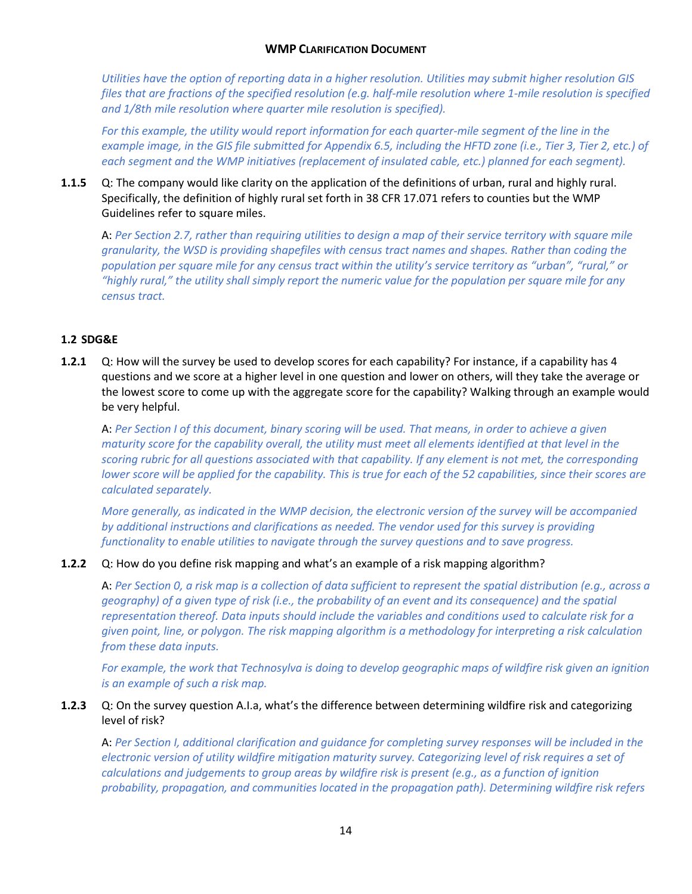*Utilities have the option of reporting data in a higher resolution. Utilities may submit higher resolution GIS files that are fractions of the specified resolution (e.g. half-mile resolution where 1-mile resolution is specified and 1/8th mile resolution where quarter mile resolution is specified).*

*For this example, the utility would report information for each quarter-mile segment of the line in the example image, in the GIS file submitted for Appendix 6.5, including the HFTD zone (i.e., Tier 3, Tier 2, etc.) of each segment and the WMP initiatives (replacement of insulated cable, etc.) planned for each segment).*

**1.1.5** Q: The company would like clarity on the application of the definitions of urban, rural and highly rural. Specifically, the definition of highly rural set forth in 38 CFR 17.071 refers to counties but the WMP Guidelines refer to square miles.

A: *Per Section 2.7, rather than requiring utilities to design a map of their service territory with square mile granularity, the WSD is providing shapefiles with census tract names and shapes. Rather than coding the population per square mile for any census tract within the utility's service territory as "urban", "rural," or "highly rural," the utility shall simply report the numeric value for the population per square mile for any census tract.*

### 1.2 SDG&E

**1.2.1** Q: How will the survey be used to develop scores for each capability? For instance, if a capability has 4 questions and we score at a higher level in one question and lower on others, will they take the average or the lowest score to come up with the aggregate score for the capability? Walking through an example would be very helpful.

A: *Per Section I of this document, binary scoring will be used. That means, in order to achieve a given maturity score for the capability overall, the utility must meet all elements identified at that level in the scoring rubric for all questions associated with that capability. If any element is not met, the corresponding lower score will be applied for the capability. This is true for each of the 52 capabilities, since their scores are calculated separately.*

*More generally, as indicated in the WMP decision, the electronic version of the survey will be accompanied by additional instructions and clarifications as needed. The vendor used for this survey is providing functionality to enable utilities to navigate through the survey questions and to save progress.*

**1.2.2** Q: How do you define risk mapping and what's an example of a risk mapping algorithm?

A: *Per Section 0, a risk map is a collection of data sufficient to represent the spatial distribution (e.g., across a geography) of a given type of risk (i.e., the probability of an event and its consequence) and the spatial representation thereof. Data inputs should include the variables and conditions used to calculate risk for a given point, line, or polygon. The risk mapping algorithm is a methodology for interpreting a risk calculation from these data inputs.*

*For example, the work that Technosylva is doing to develop geographic maps of wildfire risk given an ignition is an example of such a risk map.*

**1.2.3** Q: On the survey question A.I.a, what's the difference between determining wildfire risk and categorizing level of risk?

A: *Per Section I, additional clarification and guidance for completing survey responses will be included in the electronic version of utility wildfire mitigation maturity survey. Categorizing level of risk requires a set of calculations and judgements to group areas by wildfire risk is present (e.g., as a function of ignition probability, propagation, and communities located in the propagation path). Determining wildfire risk refers*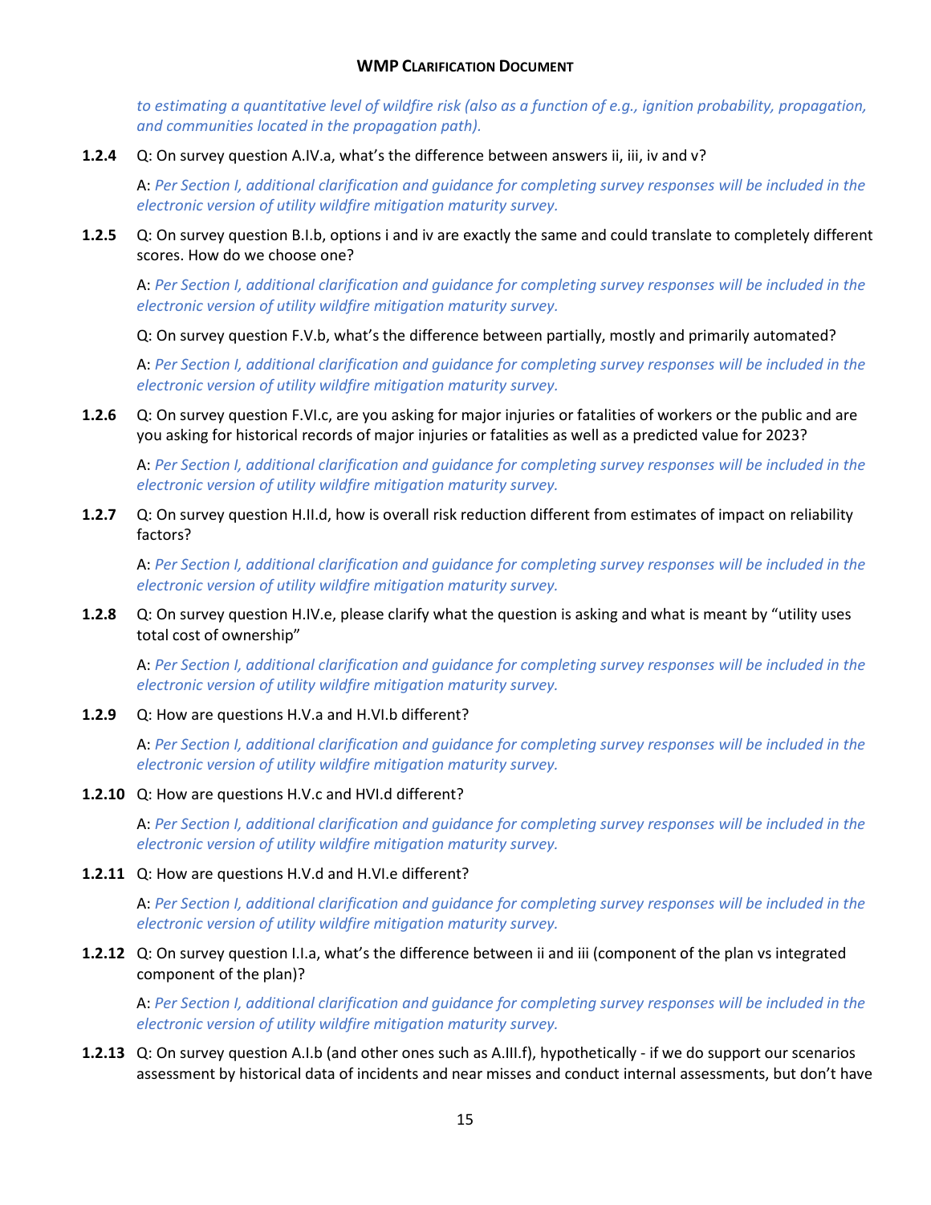*to estimating a quantitative level of wildfire risk (also as a function of e.g., ignition probability, propagation, and communities located in the propagation path).*

**1.2.4** Q: On survey question A.IV.a, what's the difference between answers ii, iii, iv and v?

A: *Per Section I, additional clarification and guidance for completing survey responses will be included in the electronic version of utility wildfire mitigation maturity survey.*

**1.2.5** Q: On survey question B.I.b, options i and iv are exactly the same and could translate to completely different scores. How do we choose one?

A: *Per Section I, additional clarification and guidance for completing survey responses will be included in the electronic version of utility wildfire mitigation maturity survey.*

Q: On survey question F.V.b, what's the difference between partially, mostly and primarily automated?

A: *Per Section I, additional clarification and guidance for completing survey responses will be included in the electronic version of utility wildfire mitigation maturity survey.*

**1.2.6** Q: On survey question F.VI.c, are you asking for major injuries or fatalities of workers or the public and are you asking for historical records of major injuries or fatalities as well as a predicted value for 2023?

A: *Per Section I, additional clarification and guidance for completing survey responses will be included in the electronic version of utility wildfire mitigation maturity survey.*

**1.2.7** Q: On survey question H.II.d, how is overall risk reduction different from estimates of impact on reliability factors?

A: *Per Section I, additional clarification and guidance for completing survey responses will be included in the electronic version of utility wildfire mitigation maturity survey.*

**1.2.8** Q: On survey question H.IV.e, please clarify what the question is asking and what is meant by "utility uses total cost of ownership"

A: *Per Section I, additional clarification and guidance for completing survey responses will be included in the electronic version of utility wildfire mitigation maturity survey.*

**1.2.9** Q: How are questions H.V.a and H.VI.b different?

A: *Per Section I, additional clarification and guidance for completing survey responses will be included in the electronic version of utility wildfire mitigation maturity survey.*

**1.2.10** Q: How are questions H.V.c and HVI.d different?

A: *Per Section I, additional clarification and guidance for completing survey responses will be included in the electronic version of utility wildfire mitigation maturity survey.*

**1.2.11** Q: How are questions H.V.d and H.VI.e different?

A: *Per Section I, additional clarification and guidance for completing survey responses will be included in the electronic version of utility wildfire mitigation maturity survey.*

**1.2.12** Q: On survey question I.I.a, what's the difference between ii and iii (component of the plan vs integrated component of the plan)?

A: *Per Section I, additional clarification and guidance for completing survey responses will be included in the electronic version of utility wildfire mitigation maturity survey.*

**1.2.13** Q: On survey question A.I.b (and other ones such as A.III.f), hypothetically - if we do support our scenarios assessment by historical data of incidents and near misses and conduct internal assessments, but don't have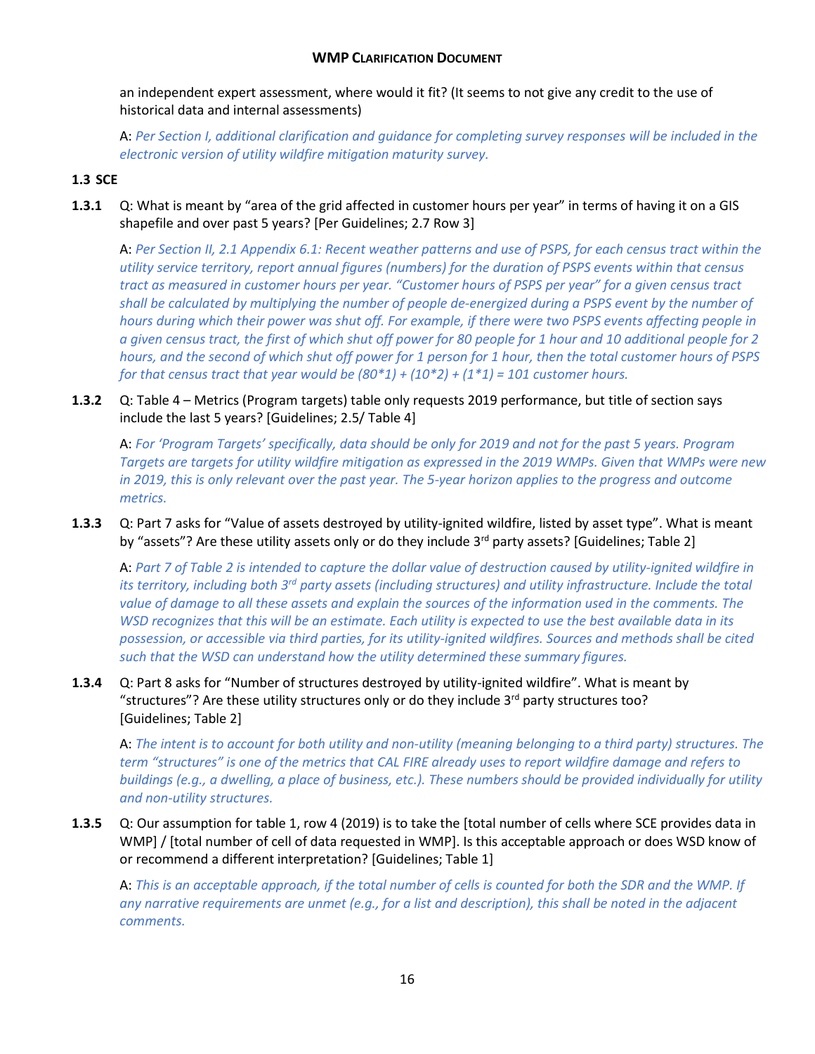an independent expert assessment, where would it fit? (It seems to not give any credit to the use of historical data and internal assessments)

A: *Per Section I, additional clarification and guidance for completing survey responses will be included in the electronic version of utility wildfire mitigation maturity survey.*

### 1.3 SCE

**1.3.1** Q: What is meant by "area of the grid affected in customer hours per year" in terms of having it on a GIS shapefile and over past 5 years? [Per Guidelines; 2.7 Row 3]

A: *Per Section II, 2.1 Appendix 6.1: Recent weather patterns and use of PSPS, for each census tract within the utility service territory, report annual figures (numbers) for the duration of PSPS events within that census tract as measured in customer hours per year. "Customer hours of PSPS per year" for a given census tract shall be calculated by multiplying the number of people de-energized during a PSPS event by the number of hours during which their power was shut off. For example, if there were two PSPS events affecting people in a given census tract, the first of which shut off power for 80 people for 1 hour and 10 additional people for 2 hours, and the second of which shut off power for 1 person for 1 hour, then the total customer hours of PSPS for that census tract that year would be (80\*1) + (10\*2) + (1\*1) = 101 customer hours.*

**1.3.2** Q: Table 4 – Metrics (Program targets) table only requests 2019 performance, but title of section says include the last 5 years? [Guidelines; 2.5/ Table 4]

A: *For 'Program Targets' specifically, data should be only for 2019 and not for the past 5 years. Program Targets are targets for utility wildfire mitigation as expressed in the 2019 WMPs. Given that WMPs were new in 2019, this is only relevant over the past year. The 5-year horizon applies to the progress and outcome metrics.*

**1.3.3** Q: Part 7 asks for "Value of assets destroyed by utility-ignited wildfire, listed by asset type". What is meant by "assets"? Are these utility assets only or do they include 3rd party assets? [Guidelines; Table 2]

A: *Part 7 of Table 2 is intended to capture the dollar value of destruction caused by utility-ignited wildfire in its territory, including both 3rd party assets (including structures) and utility infrastructure. Include the total value of damage to all these assets and explain the sources of the information used in the comments. The WSD recognizes that this will be an estimate. Each utility is expected to use the best available data in its possession, or accessible via third parties, for its utility-ignited wildfires. Sources and methods shall be cited such that the WSD can understand how the utility determined these summary figures.*

**1.3.4** Q: Part 8 asks for "Number of structures destroyed by utility-ignited wildfire". What is meant by "structures"? Are these utility structures only or do they include 3rd party structures too? [Guidelines; Table 2]

A: *The intent is to account for both utility and non-utility (meaning belonging to a third party) structures. The term "structures" is one of the metrics that CAL FIRE already uses to report wildfire damage and refers to buildings (e.g., a dwelling, a place of business, etc.). These numbers should be provided individually for utility and non-utility structures.*

**1.3.5** Q: Our assumption for table 1, row 4 (2019) is to take the [total number of cells where SCE provides data in WMP] / [total number of cell of data requested in WMP]. Is this acceptable approach or does WSD know of or recommend a different interpretation? [Guidelines; Table 1]

A: *This is an acceptable approach, if the total number of cells is counted for both the SDR and the WMP. If any narrative requirements are unmet (e.g., for a list and description), this shall be noted in the adjacent comments.*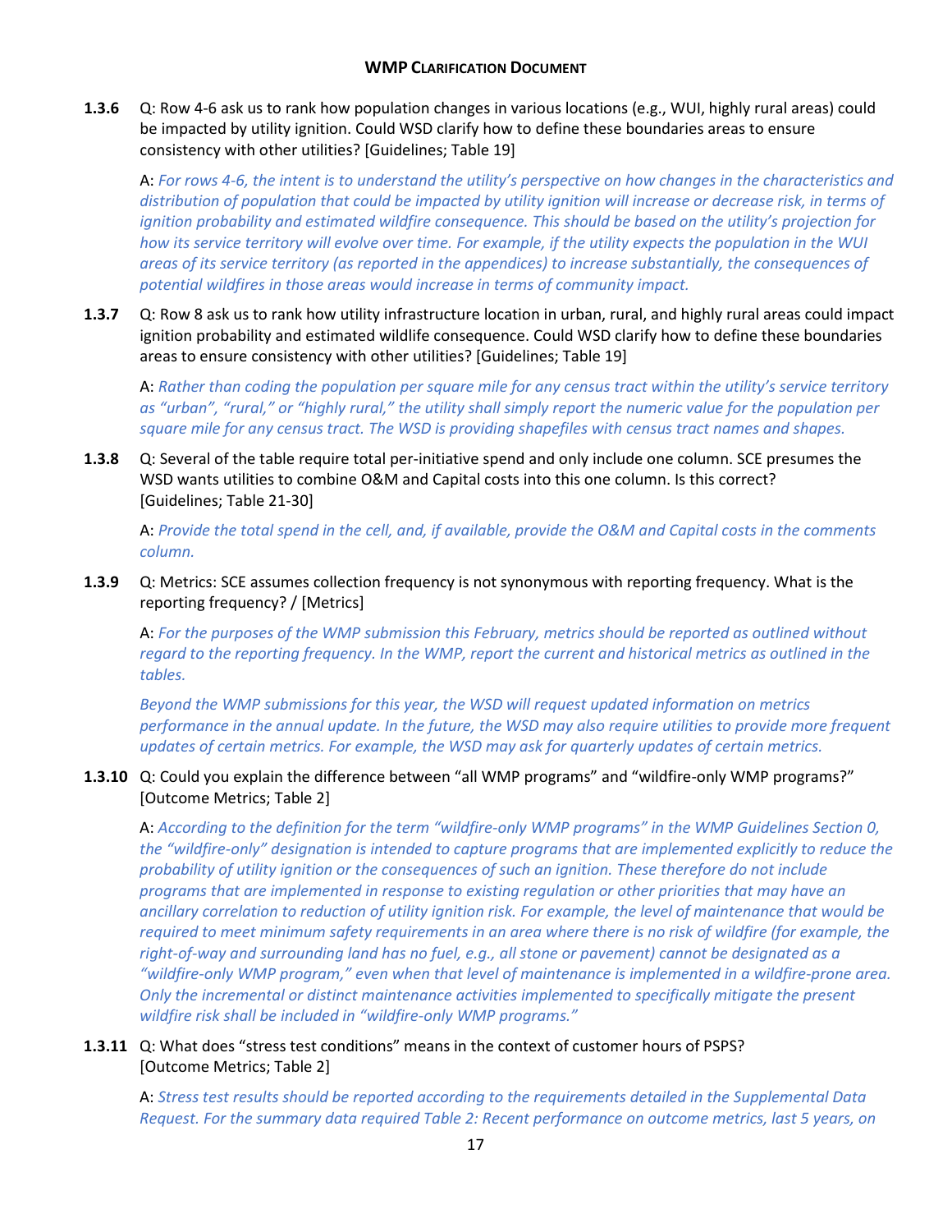**1.3.6** Q: Row 4-6 ask us to rank how population changes in various locations (e.g., WUI, highly rural areas) could be impacted by utility ignition. Could WSD clarify how to define these boundaries areas to ensure consistency with other utilities? [Guidelines; Table 19]

A: *For rows 4-6, the intent is to understand the utility's perspective on how changes in the characteristics and distribution of population that could be impacted by utility ignition will increase or decrease risk, in terms of ignition probability and estimated wildfire consequence. This should be based on the utility's projection for how its service territory will evolve over time. For example, if the utility expects the population in the WUI areas of its service territory (as reported in the appendices) to increase substantially, the consequences of potential wildfires in those areas would increase in terms of community impact.*

**1.3.7** Q: Row 8 ask us to rank how utility infrastructure location in urban, rural, and highly rural areas could impact ignition probability and estimated wildlife consequence. Could WSD clarify how to define these boundaries areas to ensure consistency with other utilities? [Guidelines; Table 19]

A: *Rather than coding the population per square mile for any census tract within the utility's service territory as "urban", "rural," or "highly rural," the utility shall simply report the numeric value for the population per square mile for any census tract. The WSD is providing shapefiles with census tract names and shapes.*

**1.3.8** Q: Several of the table require total per-initiative spend and only include one column. SCE presumes the WSD wants utilities to combine O&M and Capital costs into this one column. Is this correct? [Guidelines; Table 21-30]

A: *Provide the total spend in the cell, and, if available, provide the O&M and Capital costs in the comments column.*

**1.3.9** Q: Metrics: SCE assumes collection frequency is not synonymous with reporting frequency. What is the reporting frequency? / [Metrics]

A: *For the purposes of the WMP submission this February, metrics should be reported as outlined without regard to the reporting frequency. In the WMP, report the current and historical metrics as outlined in the tables.*

*Beyond the WMP submissions for this year, the WSD will request updated information on metrics performance in the annual update. In the future, the WSD may also require utilities to provide more frequent updates of certain metrics. For example, the WSD may ask for quarterly updates of certain metrics.*

**1.3.10** Q: Could you explain the difference between "all WMP programs" and "wildfire-only WMP programs?" [Outcome Metrics; Table 2]

A: *According to the definition for the term "wildfire-only WMP programs" in the WMP Guidelines Section 0, the "wildfire-only" designation is intended to capture programs that are implemented explicitly to reduce the probability of utility ignition or the consequences of such an ignition. These therefore do not include programs that are implemented in response to existing regulation or other priorities that may have an ancillary correlation to reduction of utility ignition risk. For example, the level of maintenance that would be required to meet minimum safety requirements in an area where there is no risk of wildfire (for example, the right-of-way and surrounding land has no fuel, e.g., all stone or pavement) cannot be designated as a "wildfire-only WMP program," even when that level of maintenance is implemented in a wildfire-prone area. Only the incremental or distinct maintenance activities implemented to specifically mitigate the present wildfire risk shall be included in "wildfire-only WMP programs."*

**1.3.11** Q: What does "stress test conditions" means in the context of customer hours of PSPS? [Outcome Metrics; Table 2]

A: *Stress test results should be reported according to the requirements detailed in the Supplemental Data Request. For the summary data required Table 2: Recent performance on outcome metrics, last 5 years, on*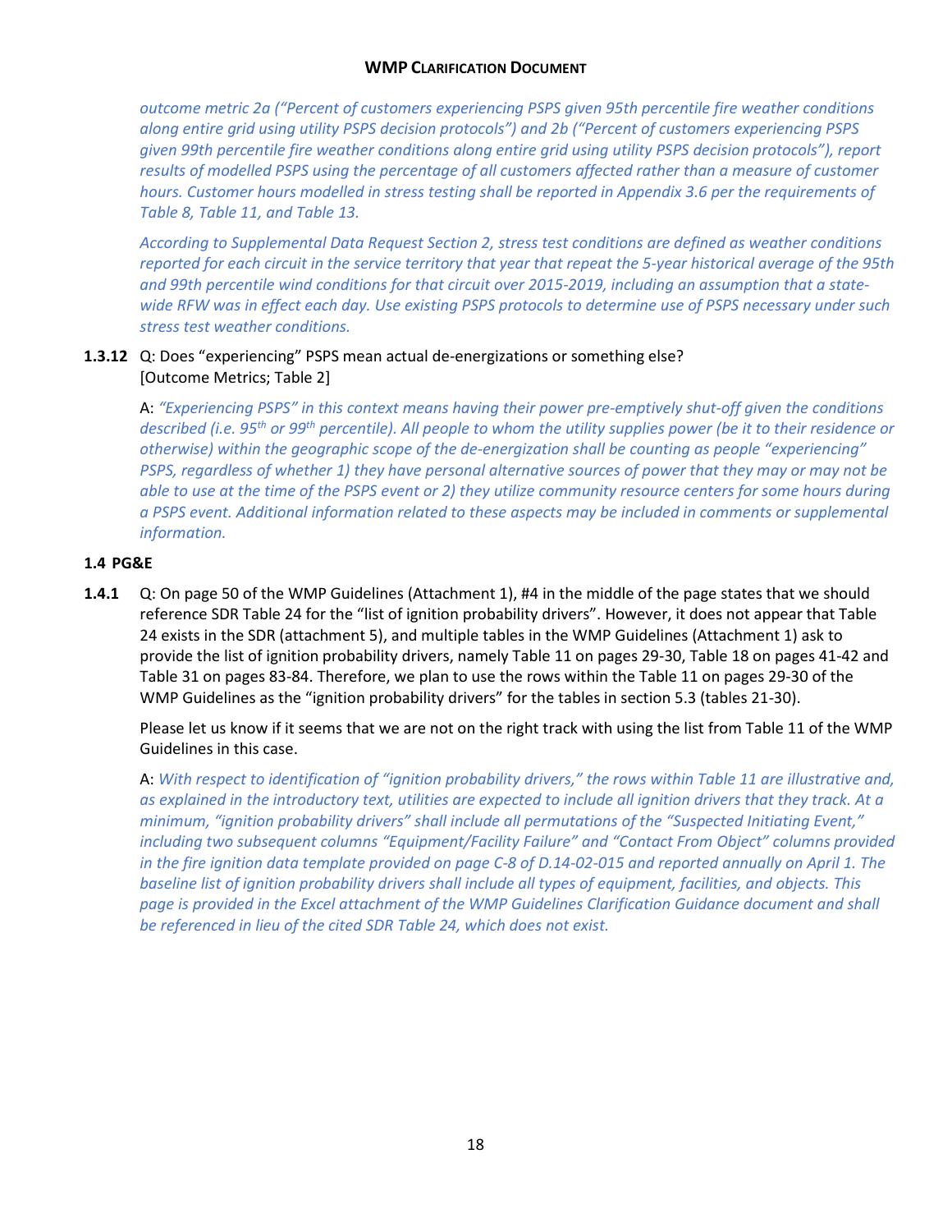*outcome metric 2a ("Percent of customers experiencing PSPS given 95th percentile fire weather conditions along entire grid using utility PSPS decision protocols") and 2b ("Percent of customers experiencing PSPS given 99th percentile fire weather conditions along entire grid using utility PSPS decision protocols"), report results of modelled PSPS using the percentage of all customers affected rather than a measure of customer hours. Customer hours modelled in stress testing shall be reported in Appendix 3.6 per the requirements of Table 8, Table 11, and Table 13.*

*According to Supplemental Data Request Section 2, stress test conditions are defined as weather conditions reported for each circuit in the service territory that year that repeat the 5-year historical average of the 95th and 99th percentile wind conditions for that circuit over 2015-2019, including an assumption that a state-wide RFW was in effect each day. Use existing PSPS protocols to determine use of PSPS necessary under such stress test weather conditions.*

**1.3.12** Q: Does "experiencing" PSPS mean actual de-energizations or something else? [Outcome Metrics; Table 2]

A: *"Experiencing PSPS" in this context means having their power pre-emptively shut-off given the conditions described (i.e. 95th or 99th percentile). All people to whom the utility supplies power (be it to their residence or otherwise) within the geographic scope of the de-energization shall be counting as people "experiencing" PSPS, regardless of whether 1) they have personal alternative sources of power that they may or may not be able to use at the time of the PSPS event or 2) they utilize community resource centers for some hours during a PSPS event. Additional information related to these aspects may be included in comments or supplemental information.*

### 1.4 PG&E

**1.4.1** Q: On page 50 of the WMP Guidelines (Attachment 1), #4 in the middle of the page states that we should reference SDR Table 24 for the "list of ignition probability drivers". However, it does not appear that Table 24 exists in the SDR (attachment 5), and multiple tables in the WMP Guidelines (Attachment 1) ask to provide the list of ignition probability drivers, namely Table 11 on pages 29-30, Table 18 on pages 41-42 and Table 31 on pages 83-84. Therefore, we plan to use the rows within the Table 11 on pages 29-30 of the WMP Guidelines as the "ignition probability drivers" for the tables in section 5.3 (tables 21-30).

Please let us know if it seems that we are not on the right track with using the list from Table 11 of the WMP Guidelines in this case.

A: *With respect to identification of "ignition probability drivers," the rows within Table 11 are illustrative and, as explained in the introductory text, utilities are expected to include all ignition drivers that they track. At a minimum, "ignition probability drivers" shall include all permutations of the "Suspected Initiating Event," including two subsequent columns "Equipment/Facility Failure" and "Contact From Object" columns provided in the fire ignition data template provided on page C-8 of D.14-02-015 and reported annually on April 1. The baseline list of ignition probability drivers shall include all types of equipment, facilities, and objects. This page is provided in the Excel attachment of the WMP Guidelines Clarification Guidance document and shall be referenced in lieu of the cited SDR Table 24, which does not exist.*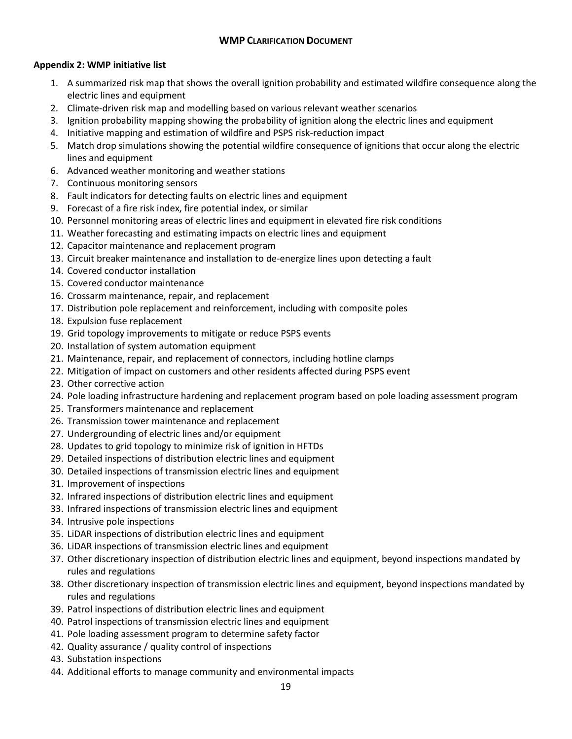### Appendix 2: WMP initiative list

1. A summarized risk map that shows the overall ignition probability and estimated wildfire consequence along the electric lines and equipment
2. Climate-driven risk map and modelling based on various relevant weather scenarios
3. Ignition probability mapping showing the probability of ignition along the electric lines and equipment
4. Initiative mapping and estimation of wildfire and PSPS risk-reduction impact
5. Match drop simulations showing the potential wildfire consequence of ignitions that occur along the electric lines and equipment
6. Advanced weather monitoring and weather stations
7. Continuous monitoring sensors
8. Fault indicators for detecting faults on electric lines and equipment
9. Forecast of a fire risk index, fire potential index, or similar
10. Personnel monitoring areas of electric lines and equipment in elevated fire risk conditions
11. Weather forecasting and estimating impacts on electric lines and equipment
12. Capacitor maintenance and replacement program
13. Circuit breaker maintenance and installation to de-energize lines upon detecting a fault
14. Covered conductor installation
15. Covered conductor maintenance
16. Crossarm maintenance, repair, and replacement
17. Distribution pole replacement and reinforcement, including with composite poles
18. Expulsion fuse replacement
19. Grid topology improvements to mitigate or reduce PSPS events
20. Installation of system automation equipment
21. Maintenance, repair, and replacement of connectors, including hotline clamps
22. Mitigation of impact on customers and other residents affected during PSPS event
23. Other corrective action
24. Pole loading infrastructure hardening and replacement program based on pole loading assessment program
25. Transformers maintenance and replacement
26. Transmission tower maintenance and replacement
27. Undergrounding of electric lines and/or equipment
28. Updates to grid topology to minimize risk of ignition in HFTDs
29. Detailed inspections of distribution electric lines and equipment
30. Detailed inspections of transmission electric lines and equipment
31. Improvement of inspections
32. Infrared inspections of distribution electric lines and equipment
33. Infrared inspections of transmission electric lines and equipment
34. Intrusive pole inspections
35. LiDAR inspections of distribution electric lines and equipment
36. LiDAR inspections of transmission electric lines and equipment
37. Other discretionary inspection of distribution electric lines and equipment, beyond inspections mandated by rules and regulations
38. Other discretionary inspection of transmission electric lines and equipment, beyond inspections mandated by rules and regulations
39. Patrol inspections of distribution electric lines and equipment
40. Patrol inspections of transmission electric lines and equipment
41. Pole loading assessment program to determine safety factor
42. Quality assurance / quality control of inspections
43. Substation inspections
44. Additional efforts to manage community and environmental impacts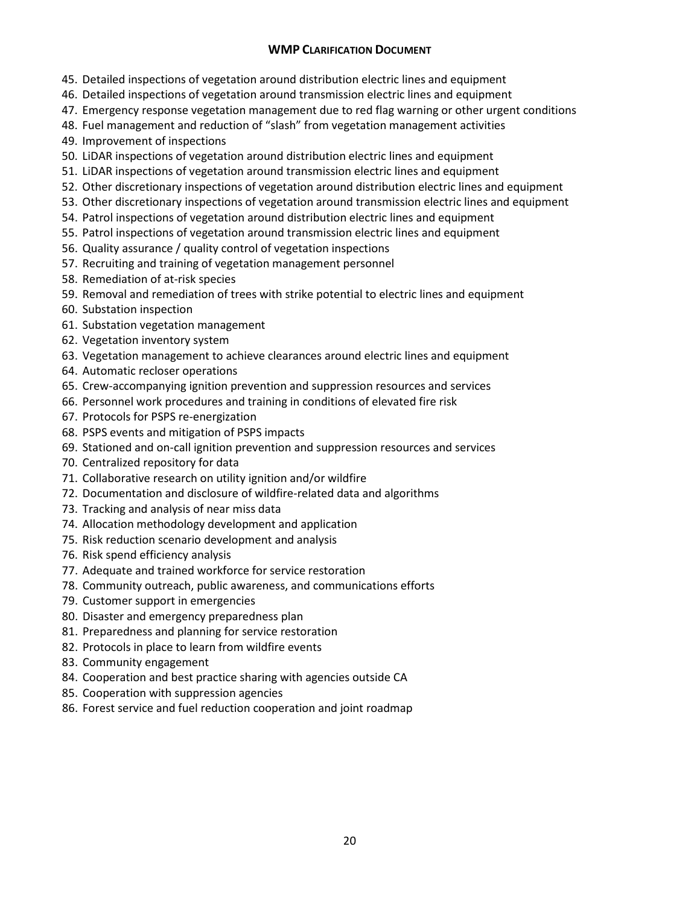45. Detailed inspections of vegetation around distribution electric lines and equipment
46. Detailed inspections of vegetation around transmission electric lines and equipment
47. Emergency response vegetation management due to red flag warning or other urgent conditions
48. Fuel management and reduction of "slash" from vegetation management activities
49. Improvement of inspections
50. LiDAR inspections of vegetation around distribution electric lines and equipment
51. LiDAR inspections of vegetation around transmission electric lines and equipment
52. Other discretionary inspections of vegetation around distribution electric lines and equipment
53. Other discretionary inspections of vegetation around transmission electric lines and equipment
54. Patrol inspections of vegetation around distribution electric lines and equipment
55. Patrol inspections of vegetation around transmission electric lines and equipment
56. Quality assurance / quality control of vegetation inspections
57. Recruiting and training of vegetation management personnel
58. Remediation of at-risk species
59. Removal and remediation of trees with strike potential to electric lines and equipment
60. Substation inspection
61. Substation vegetation management
62. Vegetation inventory system
63. Vegetation management to achieve clearances around electric lines and equipment
64. Automatic recloser operations
65. Crew-accompanying ignition prevention and suppression resources and services
66. Personnel work procedures and training in conditions of elevated fire risk
67. Protocols for PSPS re-energization
68. PSPS events and mitigation of PSPS impacts
69. Stationed and on-call ignition prevention and suppression resources and services
70. Centralized repository for data
71. Collaborative research on utility ignition and/or wildfire
72. Documentation and disclosure of wildfire-related data and algorithms
73. Tracking and analysis of near miss data
74. Allocation methodology development and application
75. Risk reduction scenario development and analysis
76. Risk spend efficiency analysis
77. Adequate and trained workforce for service restoration
78. Community outreach, public awareness, and communications efforts
79. Customer support in emergencies
80. Disaster and emergency preparedness plan
81. Preparedness and planning for service restoration
82. Protocols in place to learn from wildfire events
83. Community engagement
84. Cooperation and best practice sharing with agencies outside CA
85. Cooperation with suppression agencies
86. Forest service and fuel reduction cooperation and joint roadmap